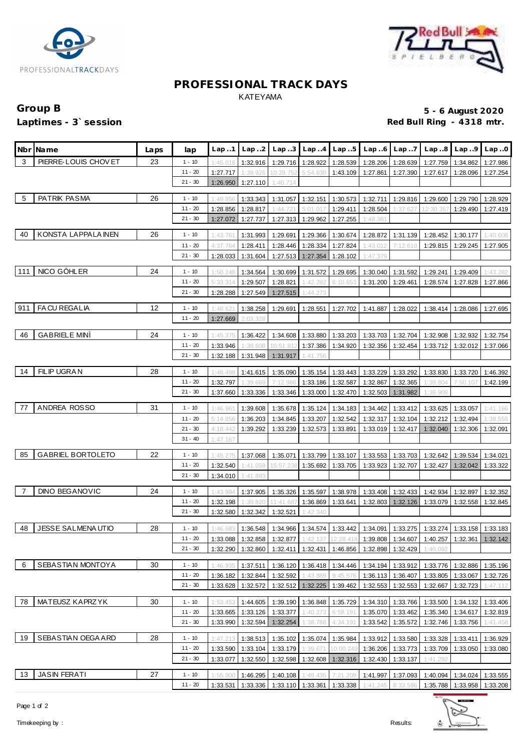# PROFESSIONAL TRACK DAYS

KATEYAMA

**Group B** — **5 - 6 August 2020**

**Laptimes - 3` session** — **Red Bull Ring - 4318 mtr.**

| Nbr | Name | Laps | lap | Lap..1 | Lap..2 | Lap..3 | Lap..4 | Lap..5 | Lap..6 | Lap..7 | Lap..8 | Lap..9 | Lap..0 |
|---|---|---|---|---|---|---|---|---|---|---|---|---|---|
| 3 | PIERRE-LOUIS CHOVET | 23 | 1 - 10 | 1:45.018 | 1:32.916 | 1:29.716 | 1:28.922 | 1:28.539 | 1:28.206 | 1:28.639 | 1:27.759 | 1:34.862 | 1:27.986 |
| | | | 11 - 20 | 1:27.717 | 1:39.926 | 10:28.752 | 5:54.630 | 1:43.109 | 1:27.861 | 1:27.390 | 1:27.617 | 1:28.096 | 1:27.254 |
| | | | 21 - 30 | 1:26.950 | 1:27.110 | 1:40.714 | | | | | | | |
| 5 | PATRIK PASMA | 26 | 1 - 10 | 1:49.856 | 1:33.343 | 1:31.057 | 1:32.151 | 1:30.573 | 1:32.711 | 1:29.816 | 1:29.600 | 1:29.790 | 1:28.929 |
| | | | 11 - 20 | 1:28.856 | 1:28.817 | 1:44.721 | 5:01.017 | 1:29.411 | 1:28.504 | 1:37.627 | 12:30.357 | 1:29.490 | 1:27.419 |
| | | | 21 - 30 | 1:27.072 | 1:27.737 | 1:27.313 | 1:29.962 | 1:27.255 | 1:48.361 | | | | |
| 40 | KONSTA LAPPALAINEN | 26 | 1 - 10 | 1:43.761 | 1:31.993 | 1:29.691 | 1:29.366 | 1:30.674 | 1:28.872 | 1:31.139 | 1:28.452 | 1:30.177 | 1:40.608 |
| | | | 11 - 20 | 4:37.764 | 1:28.411 | 1:28.446 | 1:28.334 | 1:27.824 | 1:43.012 | 7:12.610 | 1:29.815 | 1:29.245 | 1:27.905 |
| | | | 21 - 30 | 1:28.033 | 1:31.604 | 1:27.513 | 1:27.354 | 1:28.102 | 1:47.379 | | | | |
| 111 | NICO GÖHLER | 24 | 1 - 10 | 1:50.248 | 1:34.564 | 1:30.699 | 1:31.572 | 1:29.695 | 1:30.040 | 1:31.592 | 1:29.241 | 1:29.409 | 1:43.282 |
| | | | 11 - 20 | 5:33.314 | 1:29.507 | 1:28.821 | 1:42.282 | 6:10.653 | 1:31.200 | 1:29.461 | 1:28.574 | 1:27.828 | 1:27.866 |
| | | | 21 - 30 | 1:28.288 | 1:27.549 | 1:27.515 | 1:44.273 | | | | | | |
| 911 | FACU REGALIA | 12 | 1 - 10 | 1:48.621 | 1:38.258 | 1:29.691 | 1:28.551 | 1:27.702 | 1:41.887 | 1:28.022 | 1:38.414 | 1:28.086 | 1:27.695 |
| | | | 11 - 20 | 1:27.669 | 2:03.328 | | | | | | | | |
| 46 | GABRIELE MINÌ | 24 | 1 - 10 | 1:45.375 | 1:36.422 | 1:34.608 | 1:33.880 | 1:33.203 | 1:33.703 | 1:32.704 | 1:32.908 | 1:32.932 | 1:32.754 |
| | | | 11 - 20 | 1:33.946 | 1:39.608 | 10:51.812 | 1:37.386 | 1:34.920 | 1:32.356 | 1:32.454 | 1:33.712 | 1:32.012 | 1:37.066 |
| | | | 21 - 30 | 1:32.188 | 1:31.948 | 1:31.917 | 1:41.756 | | | | | | |
| 14 | FILIP UGRAN | 28 | 1 - 10 | 1:48.499 | 1:41.615 | 1:35.090 | 1:35.154 | 1:33.443 | 1:33.229 | 1:33.292 | 1:33.830 | 1:33.720 | 1:46.392 |
| | | | 11 - 20 | 1:32.797 | 1:39.669 | 7:12.986 | 1:33.186 | 1:32.587 | 1:32.867 | 1:32.365 | 1:39.804 | 7:50.107 | 1:42.199 |
| | | | 21 - 30 | 1:37.660 | 1:33.336 | 1:33.346 | 1:33.000 | 1:32.470 | 1:32.503 | 1:31.982 | 1:39.909 | | |
| 77 | ANDREA ROSSO | 31 | 1 - 10 | 1:46.961 | 1:39.608 | 1:35.678 | 1:35.124 | 1:34.183 | 1:34.462 | 1:33.412 | 1:33.625 | 1:33.057 | 1:41.166 |
| | | | 11 - 20 | 5:14.856 | 1:36.203 | 1:34.845 | 1:33.207 | 1:32.542 | 1:32.317 | 1:32.104 | 1:32.212 | 1:32.494 | 1:38.555 |
| | | | 21 - 30 | 4:18.442 | 1:39.292 | 1:33.239 | 1:32.573 | 1:33.891 | 1:33.019 | 1:32.417 | 1:32.040 | 1:32.306 | 1:32.091 |
| | | | 31 - 40 | 1:47.167 | | | | | | | | | |
| 85 | GABRIEL BORTOLETO | 22 | 1 - 10 | 1:45.275 | 1:37.068 | 1:35.071 | 1:33.799 | 1:33.107 | 1:33.553 | 1:33.703 | 1:32.642 | 1:39.534 | 1:34.021 |
| | | | 11 - 20 | 1:32.540 | 1:41.059 | 15:57.238 | 1:35.692 | 1:33.705 | 1:33.923 | 1:32.707 | 1:32.427 | 1:32.042 | 1:33.322 |
| | | | 21 - 30 | 1:34.010 | 1:41.893 | | | | | | | | |
| 7 | DINO BEGANOVIC | 24 | 1 - 10 | 1:43.994 | 1:37.905 | 1:35.326 | 1:35.597 | 1:38.978 | 1:33.408 | 1:32.433 | 1:42.934 | 1:32.897 | 1:32.352 |
| | | | 11 - 20 | 1:32.198 | 1:39.820 | 11:41.687 | 1:36.869 | 1:33.641 | 1:32.803 | 1:32.126 | 1:33.079 | 1:32.558 | 1:32.845 |
| | | | 21 - 30 | 1:32.580 | 1:32.342 | 1:32.521 | 1:42.340 | | | | | | |
| 48 | JESSE SALMENAUTIO | 28 | 1 - 10 | 1:46.683 | 1:36.548 | 1:34.966 | 1:34.574 | 1:33.442 | 1:34.091 | 1:33.275 | 1:33.274 | 1:33.158 | 1:33.183 |
| | | | 11 - 20 | 1:33.088 | 1:32.858 | 1:32.877 | 1:42.137 | 12:28.418 | 1:39.808 | 1:34.607 | 1:40.257 | 1:32.361 | 1:32.142 |
| | | | 21 - 30 | 1:32.290 | 1:32.860 | 1:32.411 | 1:32.431 | 1:46.856 | 1:32.898 | 1:32.429 | 1:40.092 | | |
| 6 | SEBASTIAN MONTOYA | 30 | 1 - 10 | 1:46.935 | 1:37.511 | 1:36.120 | 1:36.418 | 1:34.446 | 1:34.194 | 1:33.912 | 1:33.776 | 1:32.886 | 1:35.196 |
| | | | 11 - 20 | 1:36.182 | 1:32.844 | 1:32.592 | 1:43.889 | 9:45.576 | 1:36.113 | 1:36.407 | 1:33.805 | 1:33.067 | 1:32.726 |
| | | | 21 - 30 | 1:33.628 | 1:32.572 | 1:32.512 | 1:32.225 | 1:39.462 | 1:32.553 | 1:32.553 | 1:32.667 | 1:32.723 | 1:47.112 |
| 78 | MATEUSZ KAPRZYK | 30 | 1 - 10 | 1:53.453 | 1:44.605 | 1:39.190 | 1:36.848 | 1:35.729 | 1:34.310 | 1:33.766 | 1:33.500 | 1:34.132 | 1:33.406 |
| | | | 11 - 20 | 1:33.665 | 1:33.126 | 1:33.377 | 1:40.273 | 6:58.191 | 1:35.070 | 1:33.462 | 1:35.340 | 1:34.617 | 1:32.819 |
| | | | 21 - 30 | 1:33.990 | 1:32.594 | 1:32.254 | 1:38.788 | 4:34.191 | 1:33.542 | 1:35.572 | 1:32.746 | 1:33.756 | 1:41.458 |
| 19 | SEBASTIAN OEGAARD | 28 | 1 - 10 | 1:47.213 | 1:38.513 | 1:35.102 | 1:35.074 | 1:35.984 | 1:33.912 | 1:33.580 | 1:33.328 | 1:33.411 | 1:36.929 |
| | | | 11 - 20 | 1:33.590 | 1:33.104 | 1:33.179 | 1:39.671 | 10:00.249 | 1:36.206 | 1:33.773 | 1:33.709 | 1:33.050 | 1:33.080 |
| | | | 21 - 30 | 1:33.077 | 1:32.550 | 1:32.598 | 1:32.608 | 1:32.316 | 1:32.430 | 1:33.137 | 1:41.292 | | |
| 13 | JASIN FERATI | 27 | 1 - 10 | 1:55.800 | 1:46.295 | 1:40.108 | 1:49.435 | 7:21.209 | 1:41.997 | 1:37.093 | 1:40.094 | 1:34.024 | 1:33.555 |
| | | | 11 - 20 | 1:33.531 | 1:33.336 | 1:33.110 | 1:33.361 | 1:33.338 | 1:41.245 | 8:33.596 | 1:35.788 | 1:33.958 | 1:33.208 |

Timekeeping by : Results: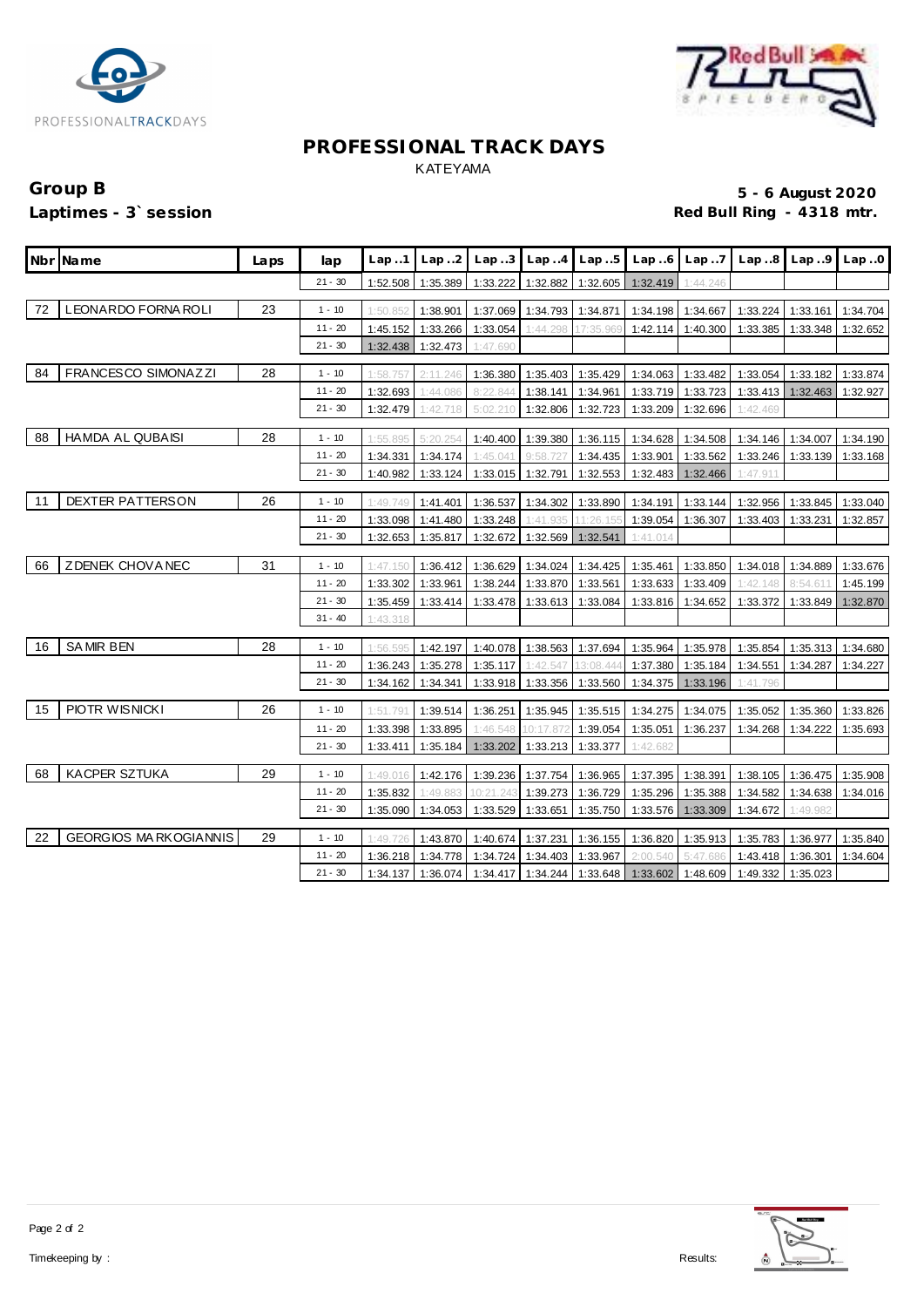# PROFESSIONAL TRACK DAYS

KATEYAMA

**Group B**

**Laptimes - 3` session**

**5 - 6 August 2020**

**Red Bull Ring - 4318 mtr.**

| Nbr | Name | Laps | lap | Lap..1 | Lap..2 | Lap..3 | Lap..4 | Lap..5 | Lap..6 | Lap..7 | Lap..8 | Lap..9 | Lap..0 |
|---|---|---|---|---|---|---|---|---|---|---|---|---|---|
| | | | 21 - 30 | 1:52.508 | 1:35.389 | 1:33.222 | 1:32.882 | 1:32.605 | 1:32.419 | 1:44.246 | | | |
| 72 | LEONARDO FORNAROLI | 23 | 1 - 10 | 1:50.852 | 1:38.901 | 1:37.069 | 1:34.793 | 1:34.871 | 1:34.198 | 1:34.667 | 1:33.224 | 1:33.161 | 1:34.704 |
| | | | 11 - 20 | 1:45.152 | 1:33.266 | 1:33.054 | 1:44.298 | 17:35.969 | 1:42.114 | 1:40.300 | 1:33.385 | 1:33.348 | 1:32.652 |
| | | | 21 - 30 | 1:32.438 | 1:32.473 | 1:47.690 | | | | | | | |
| 84 | FRANCESCO SIMONAZZI | 28 | 1 - 10 | 1:58.757 | 2:11.246 | 1:36.380 | 1:35.403 | 1:35.429 | 1:34.063 | 1:33.482 | 1:33.054 | 1:33.182 | 1:33.874 |
| | | | 11 - 20 | 1:32.693 | 1:44.086 | 8:22.844 | 1:38.141 | 1:34.961 | 1:33.719 | 1:33.723 | 1:33.413 | 1:32.463 | 1:32.927 |
| | | | 21 - 30 | 1:32.479 | 1:42.718 | 5:02.210 | 1:32.806 | 1:32.723 | 1:33.209 | 1:32.696 | 1:42.469 | | |
| 88 | HAMDA AL QUBAISI | 28 | 1 - 10 | 1:55.895 | 5:20.254 | 1:40.400 | 1:39.380 | 1:36.115 | 1:34.628 | 1:34.508 | 1:34.146 | 1:34.007 | 1:34.190 |
| | | | 11 - 20 | 1:34.331 | 1:34.174 | 1:45.041 | 9:58.727 | 1:34.435 | 1:33.901 | 1:33.562 | 1:33.246 | 1:33.139 | 1:33.168 |
| | | | 21 - 30 | 1:40.982 | 1:33.124 | 1:33.015 | 1:32.791 | 1:32.553 | 1:32.483 | 1:32.466 | 1:47.911 | | |
| 11 | DEXTER PATTERSON | 26 | 1 - 10 | 1:49.749 | 1:41.401 | 1:36.537 | 1:34.302 | 1:33.890 | 1:34.191 | 1:33.144 | 1:32.956 | 1:33.845 | 1:33.040 |
| | | | 11 - 20 | 1:33.098 | 1:41.480 | 1:33.248 | 1:41.935 | 11:26.155 | 1:39.054 | 1:36.307 | 1:33.403 | 1:33.231 | 1:32.857 |
| | | | 21 - 30 | 1:32.653 | 1:35.817 | 1:32.672 | 1:32.569 | 1:32.541 | 1:41.014 | | | | |
| 66 | ZDENEK CHOVANEC | 31 | 1 - 10 | 1:47.150 | 1:36.412 | 1:36.629 | 1:34.024 | 1:34.425 | 1:35.461 | 1:33.850 | 1:34.018 | 1:34.889 | 1:33.676 |
| | | | 11 - 20 | 1:33.302 | 1:33.961 | 1:38.244 | 1:33.870 | 1:33.561 | 1:33.633 | 1:33.409 | 1:42.148 | 8:54.611 | 1:45.199 |
| | | | 21 - 30 | 1:35.459 | 1:33.414 | 1:33.478 | 1:33.613 | 1:33.084 | 1:33.816 | 1:34.652 | 1:33.372 | 1:33.849 | 1:32.870 |
| | | | 31 - 40 | 1:43.318 | | | | | | | | | |
| 16 | SAMIR BEN | 28 | 1 - 10 | 1:56.595 | 1:42.197 | 1:40.078 | 1:38.563 | 1:37.694 | 1:35.964 | 1:35.978 | 1:35.854 | 1:35.313 | 1:34.680 |
| | | | 11 - 20 | 1:36.243 | 1:35.278 | 1:35.117 | 1:42.547 | 13:08.444 | 1:37.380 | 1:35.184 | 1:34.551 | 1:34.287 | 1:34.227 |
| | | | 21 - 30 | 1:34.162 | 1:34.341 | 1:33.918 | 1:33.356 | 1:33.560 | 1:34.375 | 1:33.196 | 1:41.796 | | |
| 15 | PIOTR WISNICKI | 26 | 1 - 10 | 1:51.791 | 1:39.514 | 1:36.251 | 1:35.945 | 1:35.515 | 1:34.275 | 1:34.075 | 1:35.052 | 1:35.360 | 1:33.826 |
| | | | 11 - 20 | 1:33.398 | 1:33.895 | 1:46.548 | 10:17.872 | 1:39.054 | 1:35.051 | 1:36.237 | 1:34.268 | 1:34.222 | 1:35.693 |
| | | | 21 - 30 | 1:33.411 | 1:35.184 | 1:33.202 | 1:33.213 | 1:33.377 | 1:42.682 | | | | |
| 68 | KACPER SZTUKA | 29 | 1 - 10 | 1:49.016 | 1:42.176 | 1:39.236 | 1:37.754 | 1:36.965 | 1:37.395 | 1:38.391 | 1:38.105 | 1:36.475 | 1:35.908 |
| | | | 11 - 20 | 1:35.832 | 1:49.883 | 10:21.243 | 1:39.273 | 1:36.729 | 1:35.296 | 1:35.388 | 1:34.582 | 1:34.638 | 1:34.016 |
| | | | 21 - 30 | 1:35.090 | 1:34.053 | 1:33.529 | 1:33.651 | 1:35.750 | 1:33.576 | 1:33.309 | 1:34.672 | 1:49.982 | |
| 22 | GEORGIOS MARKOGIANNIS | 29 | 1 - 10 | 1:49.726 | 1:43.870 | 1:40.674 | 1:37.231 | 1:36.155 | 1:36.820 | 1:35.913 | 1:35.783 | 1:36.977 | 1:35.840 |
| | | | 11 - 20 | 1:36.218 | 1:34.778 | 1:34.724 | 1:34.403 | 1:33.967 | 2:00.540 | 5:47.686 | 1:43.418 | 1:36.301 | 1:34.604 |
| | | | 21 - 30 | 1:34.137 | 1:36.074 | 1:34.417 | 1:34.244 | 1:33.648 | 1:33.602 | 1:48.609 | 1:49.332 | 1:35.023 | |

Timekeeping by :

Results: